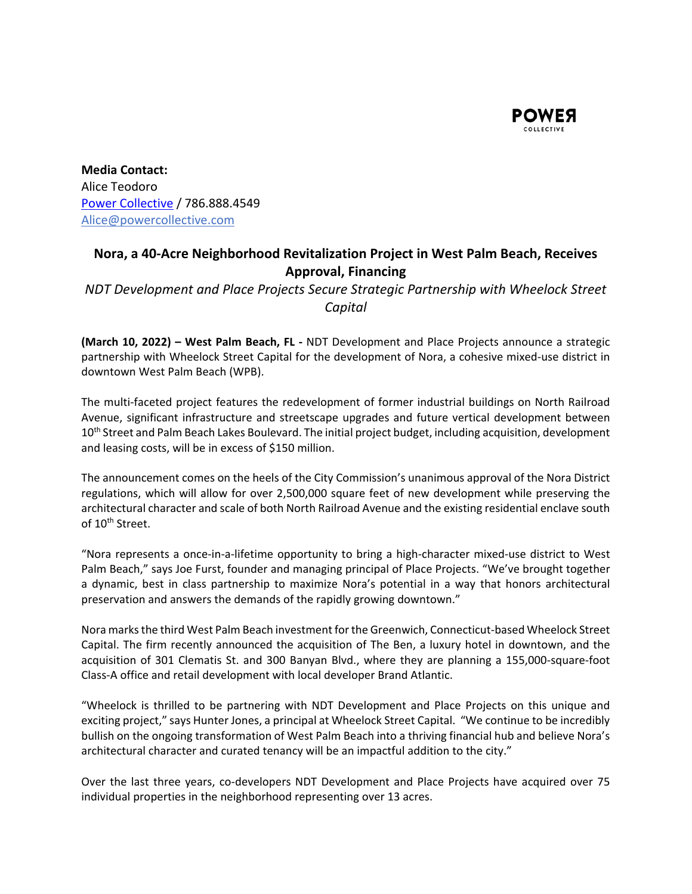POWER COLLECTIVE

**Media Contact:**
Alice Teodoro
Power Collective / 786.888.4549
Alice@powercollective.com

## Nora, a 40-Acre Neighborhood Revitalization Project in West Palm Beach, Receives Approval, Financing

*NDT Development and Place Projects Secure Strategic Partnership with Wheelock Street Capital*

**(March 10, 2022) – West Palm Beach, FL -** NDT Development and Place Projects announce a strategic partnership with Wheelock Street Capital for the development of Nora, a cohesive mixed-use district in downtown West Palm Beach (WPB).

The multi-faceted project features the redevelopment of former industrial buildings on North Railroad Avenue, significant infrastructure and streetscape upgrades and future vertical development between 10th Street and Palm Beach Lakes Boulevard. The initial project budget, including acquisition, development and leasing costs, will be in excess of $150 million.

The announcement comes on the heels of the City Commission's unanimous approval of the Nora District regulations, which will allow for over 2,500,000 square feet of new development while preserving the architectural character and scale of both North Railroad Avenue and the existing residential enclave south of 10th Street.

"Nora represents a once-in-a-lifetime opportunity to bring a high-character mixed-use district to West Palm Beach," says Joe Furst, founder and managing principal of Place Projects. "We've brought together a dynamic, best in class partnership to maximize Nora's potential in a way that honors architectural preservation and answers the demands of the rapidly growing downtown."

Nora marks the third West Palm Beach investment for the Greenwich, Connecticut-based Wheelock Street Capital. The firm recently announced the acquisition of The Ben, a luxury hotel in downtown, and the acquisition of 301 Clematis St. and 300 Banyan Blvd., where they are planning a 155,000-square-foot Class-A office and retail development with local developer Brand Atlantic.

"Wheelock is thrilled to be partnering with NDT Development and Place Projects on this unique and exciting project," says Hunter Jones, a principal at Wheelock Street Capital. "We continue to be incredibly bullish on the ongoing transformation of West Palm Beach into a thriving financial hub and believe Nora's architectural character and curated tenancy will be an impactful addition to the city."

Over the last three years, co-developers NDT Development and Place Projects have acquired over 75 individual properties in the neighborhood representing over 13 acres.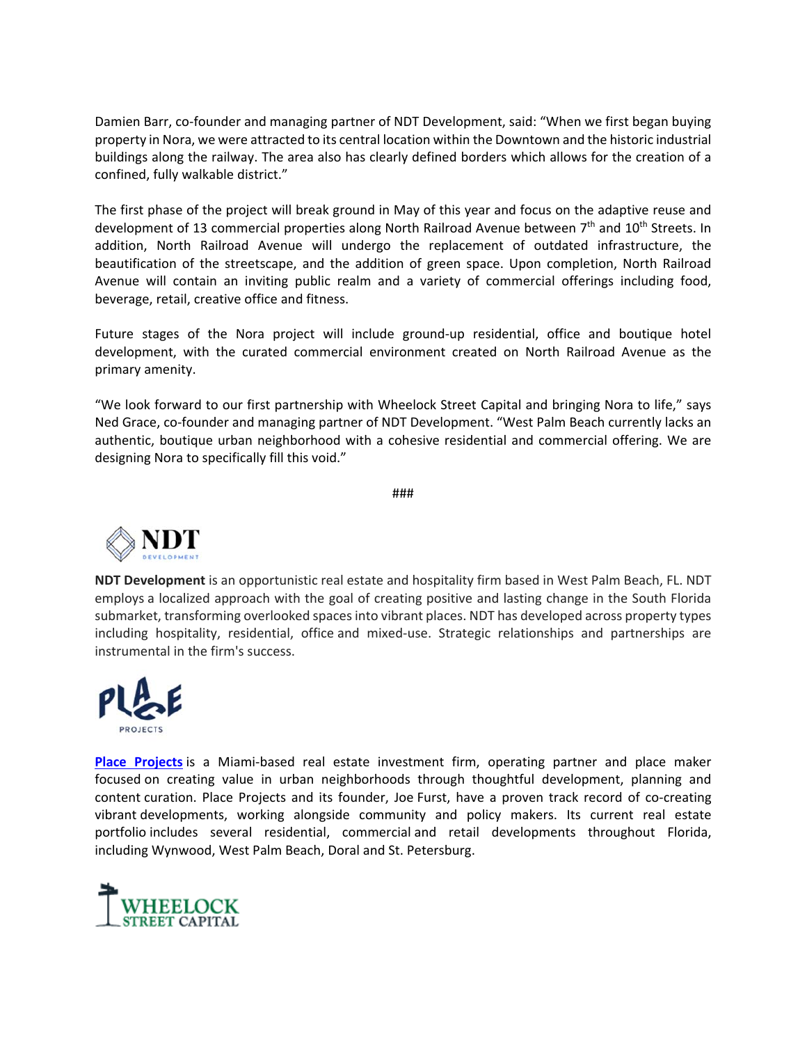Damien Barr, co-founder and managing partner of NDT Development, said: “When we first began buying property in Nora, we were attracted to its central location within the Downtown and the historic industrial buildings along the railway. The area also has clearly defined borders which allows for the creation of a confined, fully walkable district.”

The first phase of the project will break ground in May of this year and focus on the adaptive reuse and development of 13 commercial properties along North Railroad Avenue between 7th and 10th Streets. In addition, North Railroad Avenue will undergo the replacement of outdated infrastructure, the beautification of the streetscape, and the addition of green space. Upon completion, North Railroad Avenue will contain an inviting public realm and a variety of commercial offerings including food, beverage, retail, creative office and fitness.

Future stages of the Nora project will include ground-up residential, office and boutique hotel development, with the curated commercial environment created on North Railroad Avenue as the primary amenity.

“We look forward to our first partnership with Wheelock Street Capital and bringing Nora to life,” says Ned Grace, co-founder and managing partner of NDT Development. “West Palm Beach currently lacks an authentic, boutique urban neighborhood with a cohesive residential and commercial offering. We are designing Nora to specifically fill this void.”

###

NDT DEVELOPMENT

**NDT Development** is an opportunistic real estate and hospitality firm based in West Palm Beach, FL. NDT employs a localized approach with the goal of creating positive and lasting change in the South Florida submarket, transforming overlooked spaces into vibrant places. NDT has developed across property types including hospitality, residential, office and mixed-use. Strategic relationships and partnerships are instrumental in the firm's success.

PLACE PROJECTS

**Place Projects** is a Miami-based real estate investment firm, operating partner and place maker focused on creating value in urban neighborhoods through thoughtful development, planning and content curation. Place Projects and its founder, Joe Furst, have a proven track record of co-creating vibrant developments, working alongside community and policy makers. Its current real estate portfolio includes several residential, commercial and retail developments throughout Florida, including Wynwood, West Palm Beach, Doral and St. Petersburg.

WHEELOCK STREET CAPITAL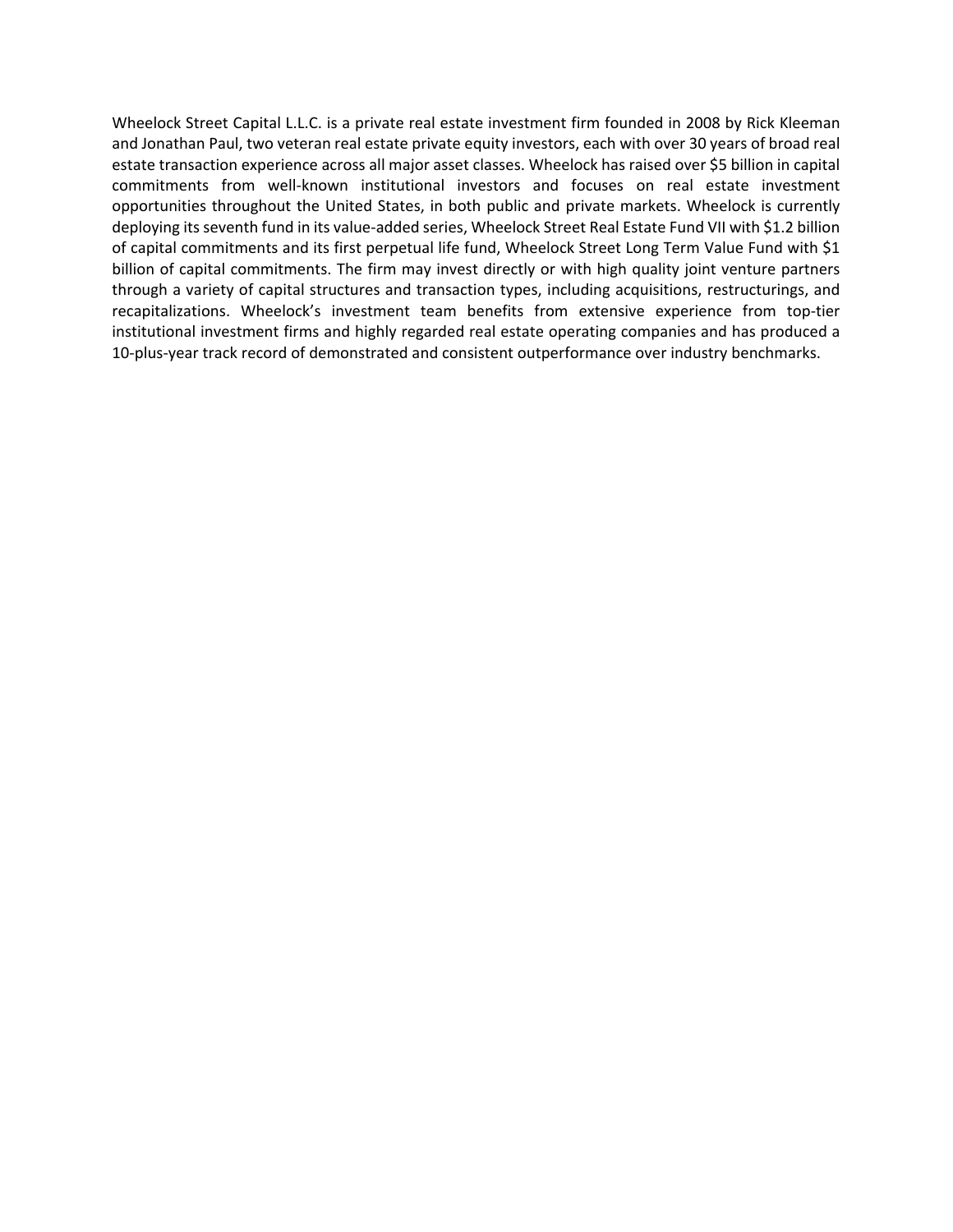Wheelock Street Capital L.L.C. is a private real estate investment firm founded in 2008 by Rick Kleeman and Jonathan Paul, two veteran real estate private equity investors, each with over 30 years of broad real estate transaction experience across all major asset classes. Wheelock has raised over $5 billion in capital commitments from well-known institutional investors and focuses on real estate investment opportunities throughout the United States, in both public and private markets. Wheelock is currently deploying its seventh fund in its value-added series, Wheelock Street Real Estate Fund VII with $1.2 billion of capital commitments and its first perpetual life fund, Wheelock Street Long Term Value Fund with $1 billion of capital commitments. The firm may invest directly or with high quality joint venture partners through a variety of capital structures and transaction types, including acquisitions, restructurings, and recapitalizations. Wheelock's investment team benefits from extensive experience from top-tier institutional investment firms and highly regarded real estate operating companies and has produced a 10-plus-year track record of demonstrated and consistent outperformance over industry benchmarks.